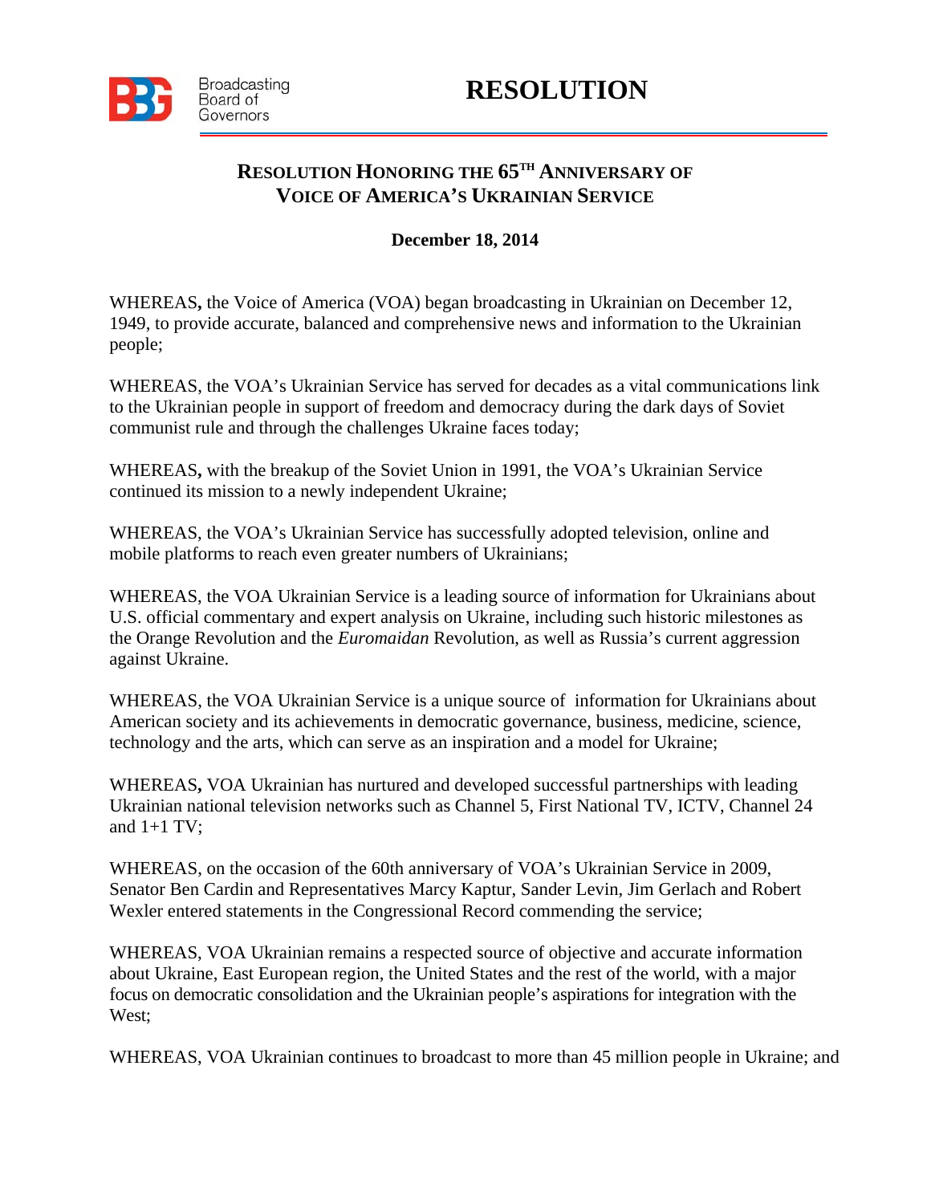Broadcasting Board of Governors

# RESOLUTION

## RESOLUTION HONORING THE 65TH ANNIVERSARY OF VOICE OF AMERICA'S UKRAINIAN SERVICE

**December 18, 2014**

WHEREAS, the Voice of America (VOA) began broadcasting in Ukrainian on December 12, 1949, to provide accurate, balanced and comprehensive news and information to the Ukrainian people;

WHEREAS, the VOA's Ukrainian Service has served for decades as a vital communications link to the Ukrainian people in support of freedom and democracy during the dark days of Soviet communist rule and through the challenges Ukraine faces today;

WHEREAS, with the breakup of the Soviet Union in 1991, the VOA's Ukrainian Service continued its mission to a newly independent Ukraine;

WHEREAS, the VOA's Ukrainian Service has successfully adopted television, online and mobile platforms to reach even greater numbers of Ukrainians;

WHEREAS, the VOA Ukrainian Service is a leading source of information for Ukrainians about U.S. official commentary and expert analysis on Ukraine, including such historic milestones as the Orange Revolution and the *Euromaidan* Revolution, as well as Russia's current aggression against Ukraine.

WHEREAS, the VOA Ukrainian Service is a unique source of information for Ukrainians about American society and its achievements in democratic governance, business, medicine, science, technology and the arts, which can serve as an inspiration and a model for Ukraine;

WHEREAS, VOA Ukrainian has nurtured and developed successful partnerships with leading Ukrainian national television networks such as Channel 5, First National TV, ICTV, Channel 24 and 1+1 TV;

WHEREAS, on the occasion of the 60th anniversary of VOA's Ukrainian Service in 2009, Senator Ben Cardin and Representatives Marcy Kaptur, Sander Levin, Jim Gerlach and Robert Wexler entered statements in the Congressional Record commending the service;

WHEREAS, VOA Ukrainian remains a respected source of objective and accurate information about Ukraine, East European region, the United States and the rest of the world, with a major focus on democratic consolidation and the Ukrainian people's aspirations for integration with the West;

WHEREAS, VOA Ukrainian continues to broadcast to more than 45 million people in Ukraine; and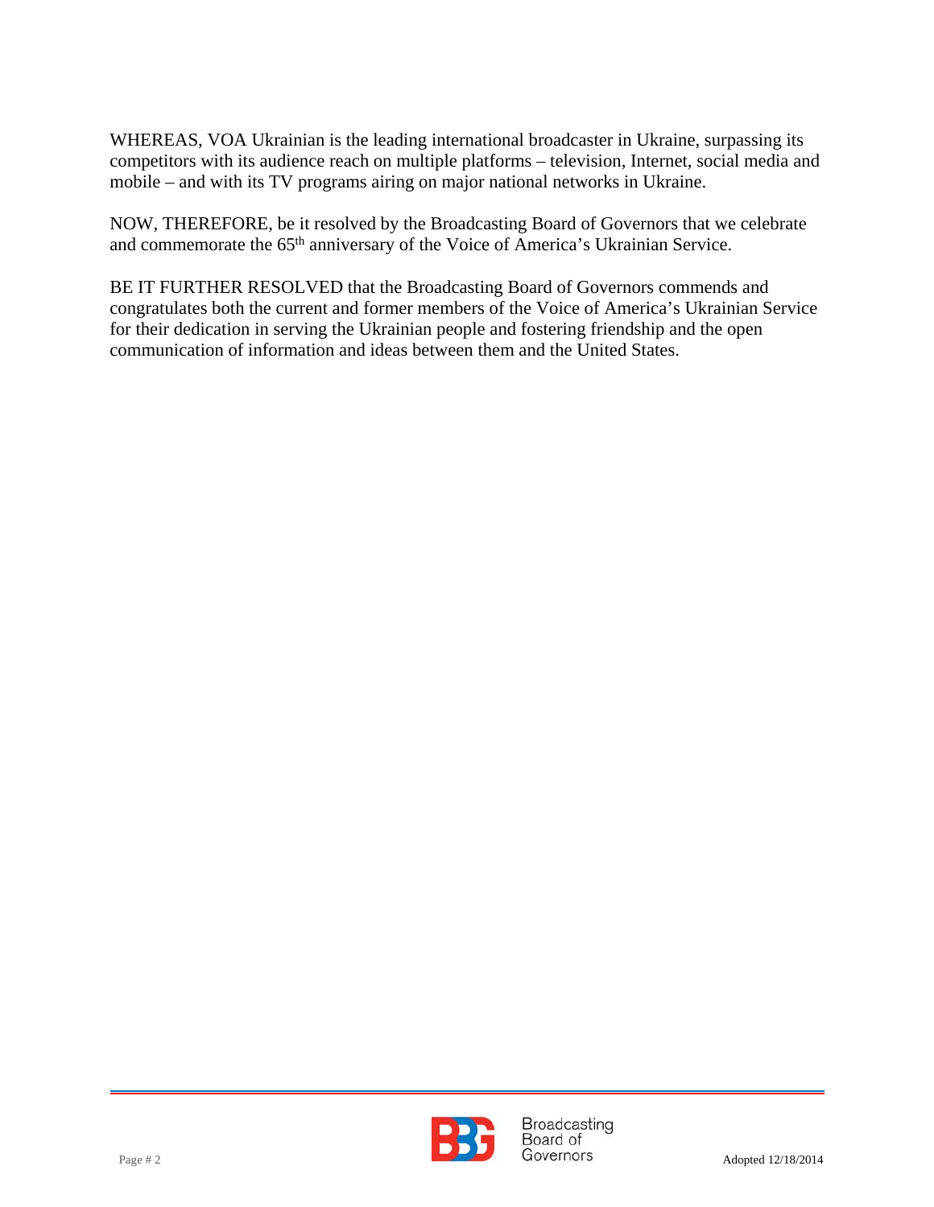WHEREAS, VOA Ukrainian is the leading international broadcaster in Ukraine, surpassing its competitors with its audience reach on multiple platforms – television, Internet, social media and mobile – and with its TV programs airing on major national networks in Ukraine.

NOW, THEREFORE, be it resolved by the Broadcasting Board of Governors that we celebrate and commemorate the 65th anniversary of the Voice of America's Ukrainian Service.

BE IT FURTHER RESOLVED that the Broadcasting Board of Governors commends and congratulates both the current and former members of the Voice of America's Ukrainian Service for their dedication in serving the Ukrainian people and fostering friendship and the open communication of information and ideas between them and the United States.

Adopted 12/18/2014